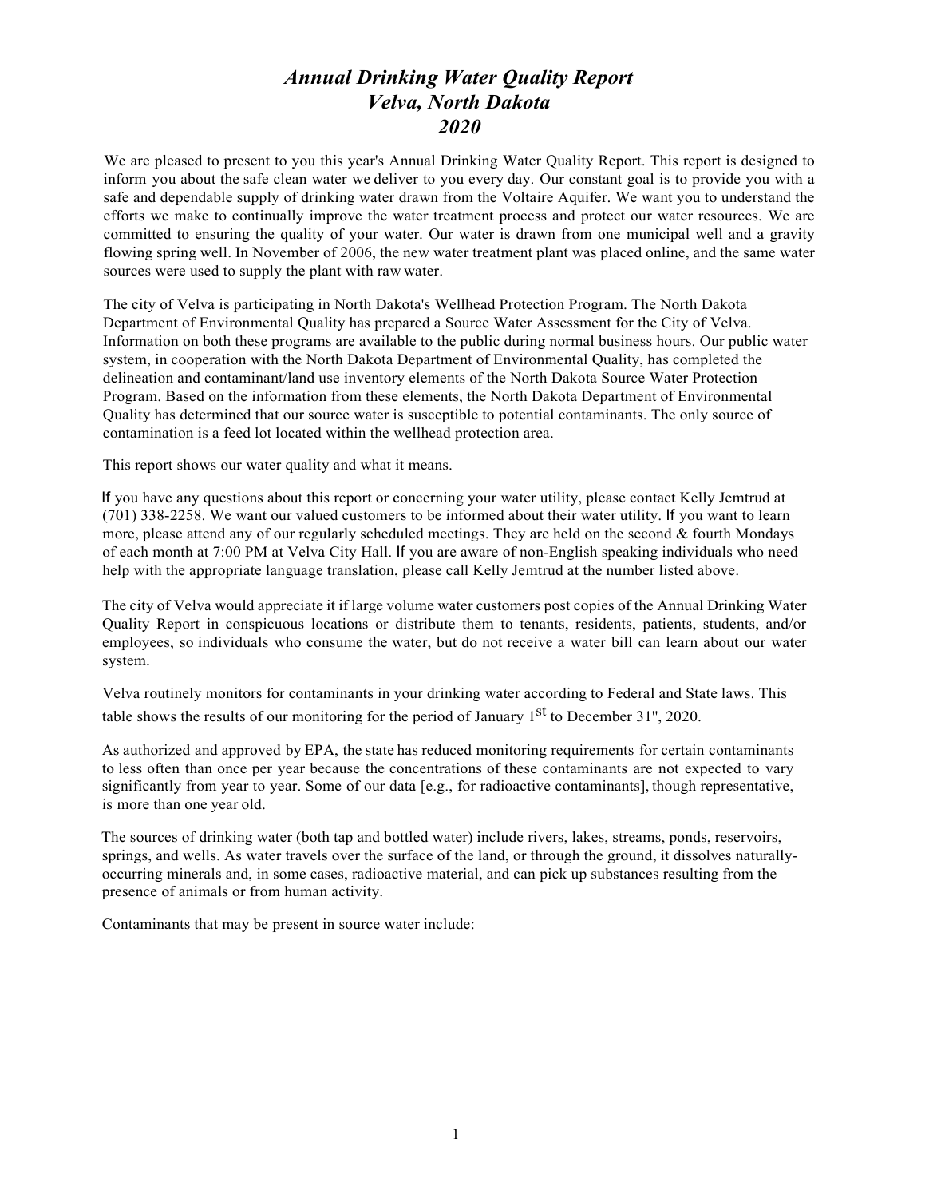# *Annual Drinking Water Quality Report*
# *Velva, North Dakota*
# *2020*

We are pleased to present to you this year's Annual Drinking Water Quality Report. This report is designed to inform you about the safe clean water we deliver to you every day. Our constant goal is to provide you with a safe and dependable supply of drinking water drawn from the Voltaire Aquifer. We want you to understand the efforts we make to continually improve the water treatment process and protect our water resources. We are committed to ensuring the quality of your water. Our water is drawn from one municipal well and a gravity flowing spring well. In November of 2006, the new water treatment plant was placed online, and the same water sources were used to supply the plant with raw water.

The city of Velva is participating in North Dakota's Wellhead Protection Program. The North Dakota Department of Environmental Quality has prepared a Source Water Assessment for the City of Velva. Information on both these programs are available to the public during normal business hours. Our public water system, in cooperation with the North Dakota Department of Environmental Quality, has completed the delineation and contaminant/land use inventory elements of the North Dakota Source Water Protection Program. Based on the information from these elements, the North Dakota Department of Environmental Quality has determined that our source water is susceptible to potential contaminants. The only source of contamination is a feed lot located within the wellhead protection area.

This report shows our water quality and what it means.

If you have any questions about this report or concerning your water utility, please contact Kelly Jemtrud at (701) 338-2258. We want our valued customers to be informed about their water utility. If you want to learn more, please attend any of our regularly scheduled meetings. They are held on the second & fourth Mondays of each month at 7:00 PM at Velva City Hall. If you are aware of non-English speaking individuals who need help with the appropriate language translation, please call Kelly Jemtrud at the number listed above.

The city of Velva would appreciate it if large volume water customers post copies of the Annual Drinking Water Quality Report in conspicuous locations or distribute them to tenants, residents, patients, students, and/or employees, so individuals who consume the water, but do not receive a water bill can learn about our water system.

Velva routinely monitors for contaminants in your drinking water according to Federal and State laws. This table shows the results of our monitoring for the period of January 1st to December 31", 2020.

As authorized and approved by EPA, the state has reduced monitoring requirements for certain contaminants to less often than once per year because the concentrations of these contaminants are not expected to vary significantly from year to year. Some of our data [e.g., for radioactive contaminants], though representative, is more than one year old.

The sources of drinking water (both tap and bottled water) include rivers, lakes, streams, ponds, reservoirs, springs, and wells. As water travels over the surface of the land, or through the ground, it dissolves naturally-occurring minerals and, in some cases, radioactive material, and can pick up substances resulting from the presence of animals or from human activity.

Contaminants that may be present in source water include: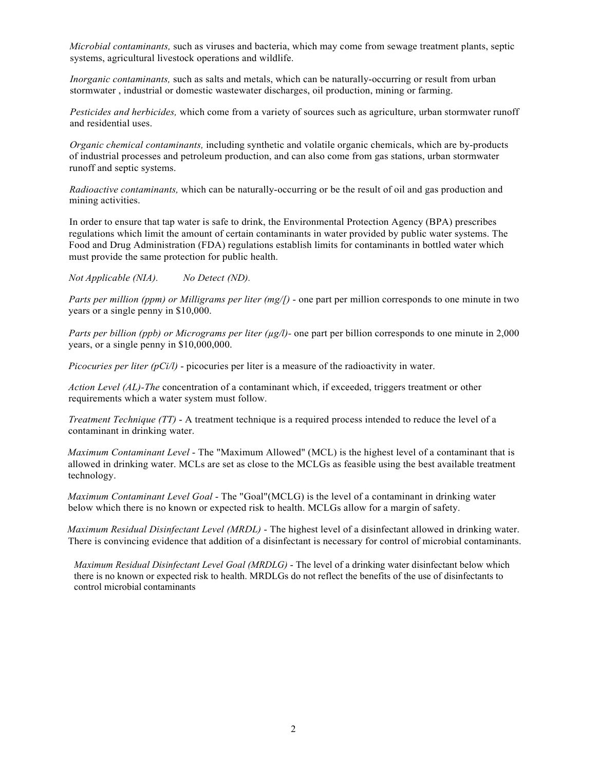*Microbial contaminants,* such as viruses and bacteria, which may come from sewage treatment plants, septic systems, agricultural livestock operations and wildlife.

*Inorganic contaminants,* such as salts and metals, which can be naturally-occurring or result from urban stormwater , industrial or domestic wastewater discharges, oil production, mining or farming.

*Pesticides and herbicides,* which come from a variety of sources such as agriculture, urban stormwater runoff and residential uses.

*Organic chemical contaminants,* including synthetic and volatile organic chemicals, which are by-products of industrial processes and petroleum production, and can also come from gas stations, urban stormwater runoff and septic systems.

*Radioactive contaminants,* which can be naturally-occurring or be the result of oil and gas production and mining activities.

In order to ensure that tap water is safe to drink, the Environmental Protection Agency (BPA) prescribes regulations which limit the amount of certain contaminants in water provided by public water systems. The Food and Drug Administration (FDA) regulations establish limits for contaminants in bottled water which must provide the same protection for public health.

*Not Applicable (NIA).* *No Detect (ND).*

*Parts per million (ppm) or Milligrams per liter (mg/[)* - one part per million corresponds to one minute in two years or a single penny in $10,000.

*Parts per billion (ppb) or Micrograms per liter (µg/l)-* one part per billion corresponds to one minute in 2,000 years, or a single penny in $10,000,000.

*Picocuries per liter (pCi/l)* - picocuries per liter is a measure of the radioactivity in water.

*Action Level (AL)-The* concentration of a contaminant which, if exceeded, triggers treatment or other requirements which a water system must follow.

*Treatment Technique (TT)* - A treatment technique is a required process intended to reduce the level of a contaminant in drinking water.

*Maximum Contaminant Level* - The "Maximum Allowed" (MCL) is the highest level of a contaminant that is allowed in drinking water. MCLs are set as close to the MCLGs as feasible using the best available treatment technology.

*Maximum Contaminant Level Goal* - The "Goal"(MCLG) is the level of a contaminant in drinking water below which there is no known or expected risk to health. MCLGs allow for a margin of safety.

*Maximum Residual Disinfectant Level (MRDL)* - The highest level of a disinfectant allowed in drinking water. There is convincing evidence that addition of a disinfectant is necessary for control of microbial contaminants.

*Maximum Residual Disinfectant Level Goal (MRDLG)* - The level of a drinking water disinfectant below which there is no known or expected risk to health. MRDLGs do not reflect the benefits of the use of disinfectants to control microbial contaminants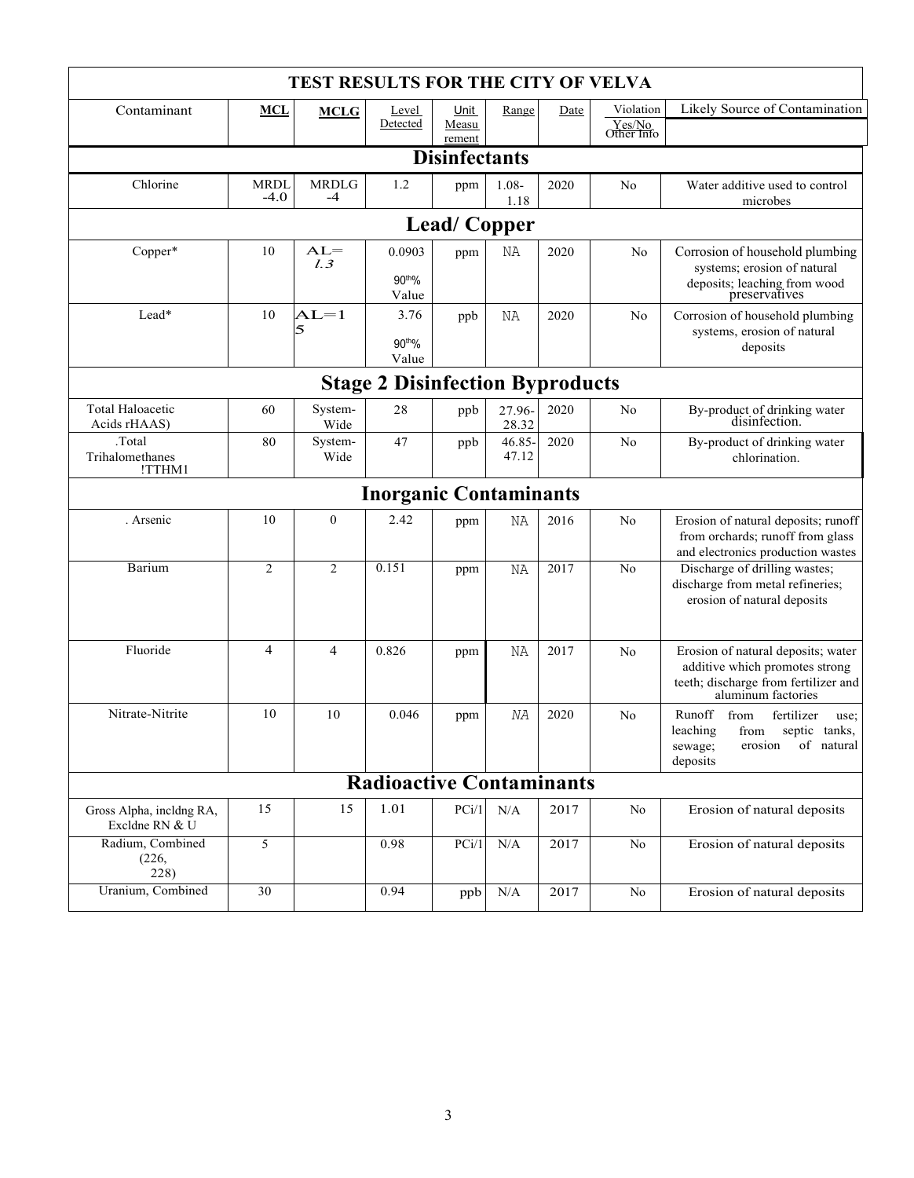| TEST RESULTS FOR THE CITY OF VELVA | | | | | | | | |
|---|---|---|---|---|---|---|---|---|
| Contaminant | **MCL** | **MCLG** | Level Detected | Unit Measurement | Range | Date | Violation Yes/No Other Info | Likely Source of Contamination |
| **Disinfectants** | | | | | | | | |
| Chlorine | MRDL -4.0 | MRDLG -4 | 1.2 | ppm | 1.08-1.18 | 2020 | No | Water additive used to control microbes |
| **Lead/ Copper** | | | | | | | | |
| Copper* | 10 | AL= 1.3 | 0.0903 90th% Value | ppm | NA | 2020 | No | Corrosion of household plumbing systems; erosion of natural deposits; leaching from wood preservatives |
| Lead* | 10 | AL=15 | 3.76 90th% Value | ppb | NA | 2020 | No | Corrosion of household plumbing systems, erosion of natural deposits |
| **Stage 2 Disinfection Byproducts** | | | | | | | | |
| Total Haloacetic Acids rHAAS) | 60 | System-Wide | 28 | ppb | 27.96-28.32 | 2020 | No | By-product of drinking water disinfection. |
| .Total Trihalomethanes !TTHM1 | 80 | System-Wide | 47 | ppb | 46.85-47.12 | 2020 | No | By-product of drinking water chlorination. |
| **Inorganic Contaminants** | | | | | | | | |
| . Arsenic | 10 | 0 | 2.42 | ppm | NA | 2016 | No | Erosion of natural deposits; runoff from orchards; runoff from glass and electronics production wastes |
| Barium | 2 | 2 | 0.151 | ppm | NA | 2017 | No | Discharge of drilling wastes; discharge from metal refineries; erosion of natural deposits |
| Fluoride | 4 | 4 | 0.826 | ppm | NA | 2017 | No | Erosion of natural deposits; water additive which promotes strong teeth; discharge from fertilizer and aluminum factories |
| Nitrate-Nitrite | 10 | 10 | 0.046 | ppm | NA | 2020 | No | Runoff from fertilizer use; leaching from septic tanks, sewage; erosion of natural deposits |
| **Radioactive Contaminants** | | | | | | | | |
| Gross Alpha, incldng RA, Excldne RN & U | 15 | 15 | 1.01 | PCi/1 | N/A | 2017 | No | Erosion of natural deposits |
| Radium, Combined (226, 228) | 5 | | 0.98 | PCi/1 | N/A | 2017 | No | Erosion of natural deposits |
| Uranium, Combined | 30 | | 0.94 | ppb | N/A | 2017 | No | Erosion of natural deposits |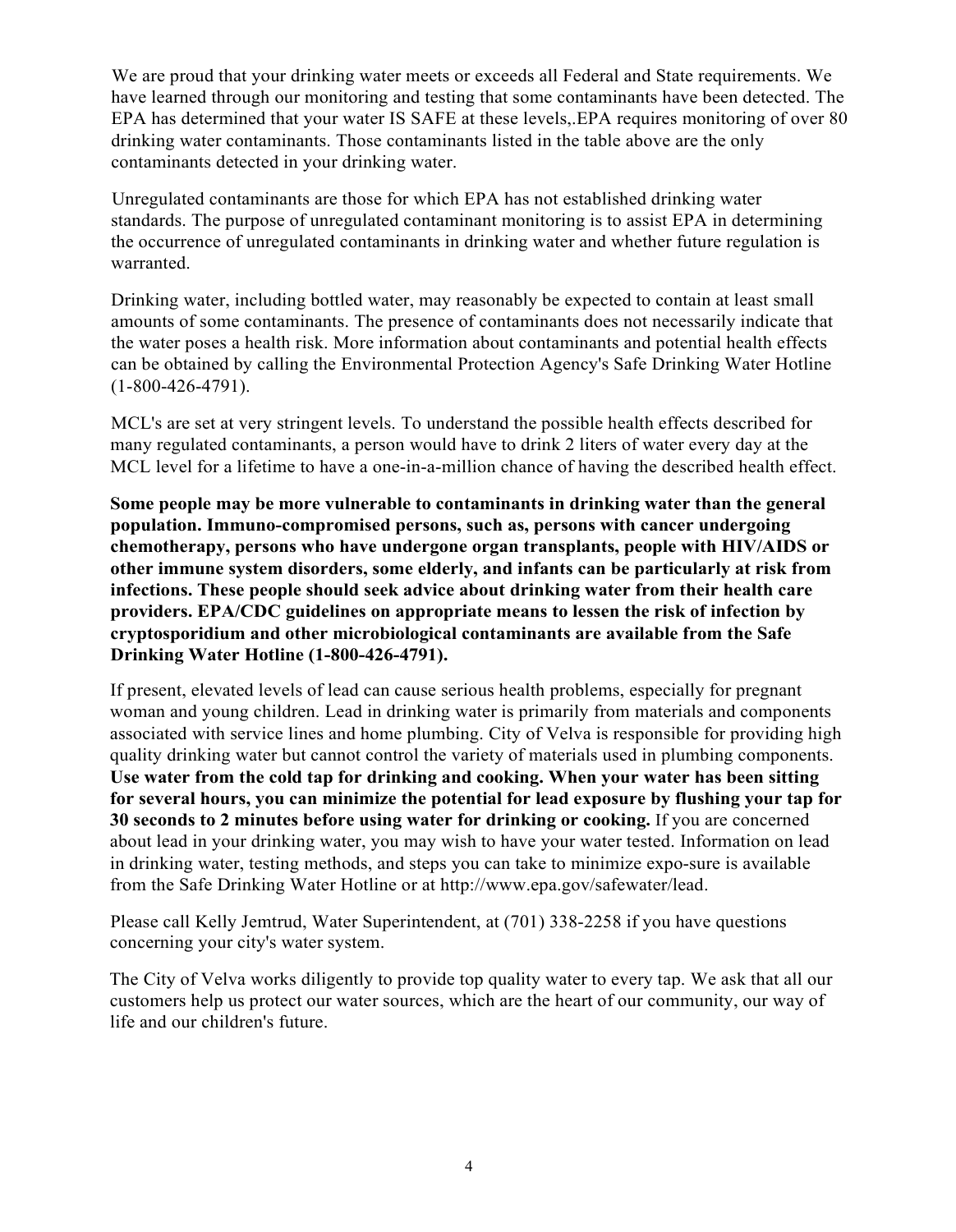We are proud that your drinking water meets or exceeds all Federal and State requirements. We have learned through our monitoring and testing that some contaminants have been detected. The EPA has determined that your water IS SAFE at these levels,.EPA requires monitoring of over 80 drinking water contaminants. Those contaminants listed in the table above are the only contaminants detected in your drinking water.

Unregulated contaminants are those for which EPA has not established drinking water standards. The purpose of unregulated contaminant monitoring is to assist EPA in determining the occurrence of unregulated contaminants in drinking water and whether future regulation is warranted.

Drinking water, including bottled water, may reasonably be expected to contain at least small amounts of some contaminants. The presence of contaminants does not necessarily indicate that the water poses a health risk. More information about contaminants and potential health effects can be obtained by calling the Environmental Protection Agency's Safe Drinking Water Hotline (1-800-426-4791).

MCL's are set at very stringent levels. To understand the possible health effects described for many regulated contaminants, a person would have to drink 2 liters of water every day at the MCL level for a lifetime to have a one-in-a-million chance of having the described health effect.

**Some people may be more vulnerable to contaminants in drinking water than the general population. Immuno-compromised persons, such as, persons with cancer undergoing chemotherapy, persons who have undergone organ transplants, people with HIV/AIDS or other immune system disorders, some elderly, and infants can be particularly at risk from infections. These people should seek advice about drinking water from their health care providers. EPA/CDC guidelines on appropriate means to lessen the risk of infection by cryptosporidium and other microbiological contaminants are available from the Safe Drinking Water Hotline (1-800-426-4791).**

If present, elevated levels of lead can cause serious health problems, especially for pregnant woman and young children. Lead in drinking water is primarily from materials and components associated with service lines and home plumbing. City of Velva is responsible for providing high quality drinking water but cannot control the variety of materials used in plumbing components. **Use water from the cold tap for drinking and cooking. When your water has been sitting for several hours, you can minimize the potential for lead exposure by flushing your tap for 30 seconds to 2 minutes before using water for drinking or cooking.** If you are concerned about lead in your drinking water, you may wish to have your water tested. Information on lead in drinking water, testing methods, and steps you can take to minimize expo-sure is available from the Safe Drinking Water Hotline or at http://www.epa.gov/safewater/lead.

Please call Kelly Jemtrud, Water Superintendent, at (701) 338-2258 if you have questions concerning your city's water system.

The City of Velva works diligently to provide top quality water to every tap. We ask that all our customers help us protect our water sources, which are the heart of our community, our way of life and our children's future.